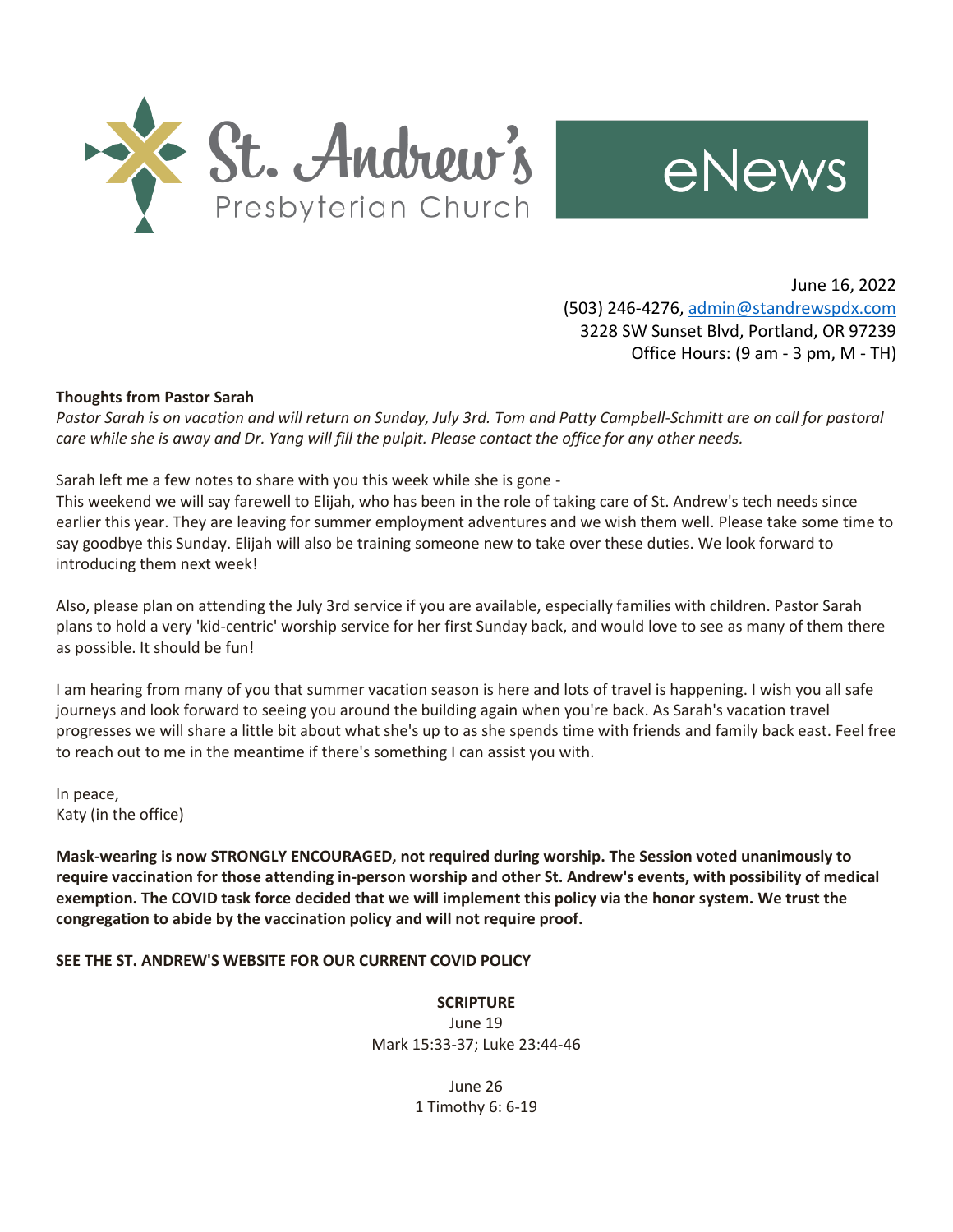# St. Andrew's Presbyterian Church eNews

June 16, 2022
(503) 246-4276, admin@standrewspdx.com
3228 SW Sunset Blvd, Portland, OR 97239
Office Hours: (9 am - 3 pm, M - TH)

**Thoughts from Pastor Sarah**

*Pastor Sarah is on vacation and will return on Sunday, July 3rd. Tom and Patty Campbell-Schmitt are on call for pastoral care while she is away and Dr. Yang will fill the pulpit. Please contact the office for any other needs.*

Sarah left me a few notes to share with you this week while she is gone -
This weekend we will say farewell to Elijah, who has been in the role of taking care of St. Andrew's tech needs since earlier this year. They are leaving for summer employment adventures and we wish them well. Please take some time to say goodbye this Sunday. Elijah will also be training someone new to take over these duties. We look forward to introducing them next week!

Also, please plan on attending the July 3rd service if you are available, especially families with children. Pastor Sarah plans to hold a very 'kid-centric' worship service for her first Sunday back, and would love to see as many of them there as possible. It should be fun!

I am hearing from many of you that summer vacation season is here and lots of travel is happening. I wish you all safe journeys and look forward to seeing you around the building again when you're back. As Sarah's vacation travel progresses we will share a little bit about what she's up to as she spends time with friends and family back east. Feel free to reach out to me in the meantime if there's something I can assist you with.

In peace,
Katy (in the office)

**Mask-wearing is now STRONGLY ENCOURAGED, not required during worship. The Session voted unanimously to require vaccination for those attending in-person worship and other St. Andrew's events, with possibility of medical exemption. The COVID task force decided that we will implement this policy via the honor system. We trust the congregation to abide by the vaccination policy and will not require proof.**

**SEE THE ST. ANDREW'S WEBSITE FOR OUR CURRENT COVID POLICY**

**SCRIPTURE**

June 19
Mark 15:33-37; Luke 23:44-46

June 26
1 Timothy 6: 6-19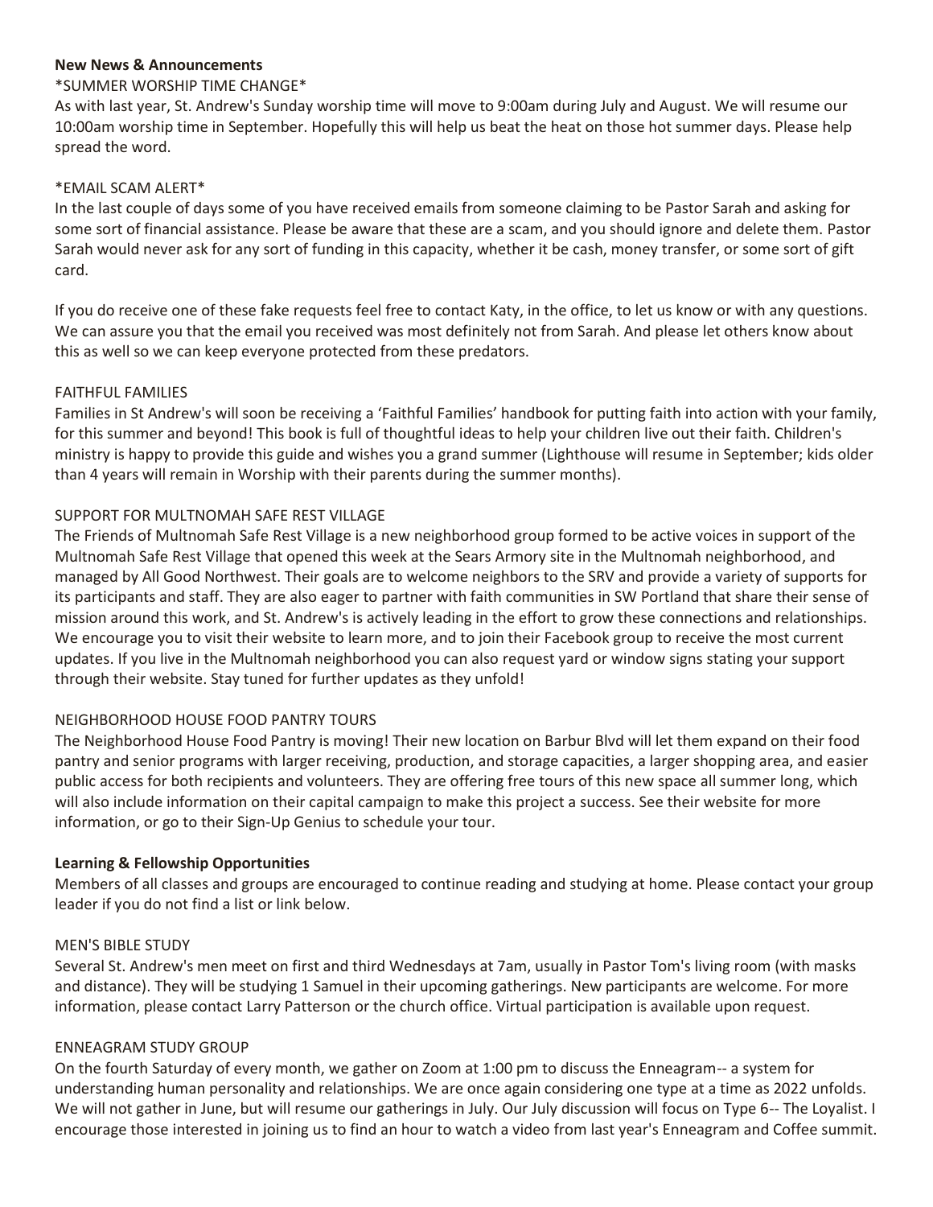**New News & Announcements**

*SUMMER WORSHIP TIME CHANGE*

As with last year, St. Andrew's Sunday worship time will move to 9:00am during July and August. We will resume our 10:00am worship time in September. Hopefully this will help us beat the heat on those hot summer days. Please help spread the word.

*EMAIL SCAM ALERT*

In the last couple of days some of you have received emails from someone claiming to be Pastor Sarah and asking for some sort of financial assistance. Please be aware that these are a scam, and you should ignore and delete them. Pastor Sarah would never ask for any sort of funding in this capacity, whether it be cash, money transfer, or some sort of gift card.

If you do receive one of these fake requests feel free to contact Katy, in the office, to let us know or with any questions. We can assure you that the email you received was most definitely not from Sarah. And please let others know about this as well so we can keep everyone protected from these predators.

FAITHFUL FAMILIES

Families in St Andrew's will soon be receiving a 'Faithful Families' handbook for putting faith into action with your family, for this summer and beyond! This book is full of thoughtful ideas to help your children live out their faith. Children's ministry is happy to provide this guide and wishes you a grand summer (Lighthouse will resume in September; kids older than 4 years will remain in Worship with their parents during the summer months).

SUPPORT FOR MULTNOMAH SAFE REST VILLAGE

The Friends of Multnomah Safe Rest Village is a new neighborhood group formed to be active voices in support of the Multnomah Safe Rest Village that opened this week at the Sears Armory site in the Multnomah neighborhood, and managed by All Good Northwest. Their goals are to welcome neighbors to the SRV and provide a variety of supports for its participants and staff. They are also eager to partner with faith communities in SW Portland that share their sense of mission around this work, and St. Andrew's is actively leading in the effort to grow these connections and relationships. We encourage you to visit their website to learn more, and to join their Facebook group to receive the most current updates. If you live in the Multnomah neighborhood you can also request yard or window signs stating your support through their website. Stay tuned for further updates as they unfold!

NEIGHBORHOOD HOUSE FOOD PANTRY TOURS

The Neighborhood House Food Pantry is moving! Their new location on Barbur Blvd will let them expand on their food pantry and senior programs with larger receiving, production, and storage capacities, a larger shopping area, and easier public access for both recipients and volunteers. They are offering free tours of this new space all summer long, which will also include information on their capital campaign to make this project a success. See their website for more information, or go to their Sign-Up Genius to schedule your tour.

**Learning & Fellowship Opportunities**

Members of all classes and groups are encouraged to continue reading and studying at home. Please contact your group leader if you do not find a list or link below.

MEN'S BIBLE STUDY

Several St. Andrew's men meet on first and third Wednesdays at 7am, usually in Pastor Tom's living room (with masks and distance). They will be studying 1 Samuel in their upcoming gatherings. New participants are welcome. For more information, please contact Larry Patterson or the church office. Virtual participation is available upon request.

ENNEAGRAM STUDY GROUP

On the fourth Saturday of every month, we gather on Zoom at 1:00 pm to discuss the Enneagram-- a system for understanding human personality and relationships. We are once again considering one type at a time as 2022 unfolds. We will not gather in June, but will resume our gatherings in July. Our July discussion will focus on Type 6-- The Loyalist. I encourage those interested in joining us to find an hour to watch a video from last year's Enneagram and Coffee summit.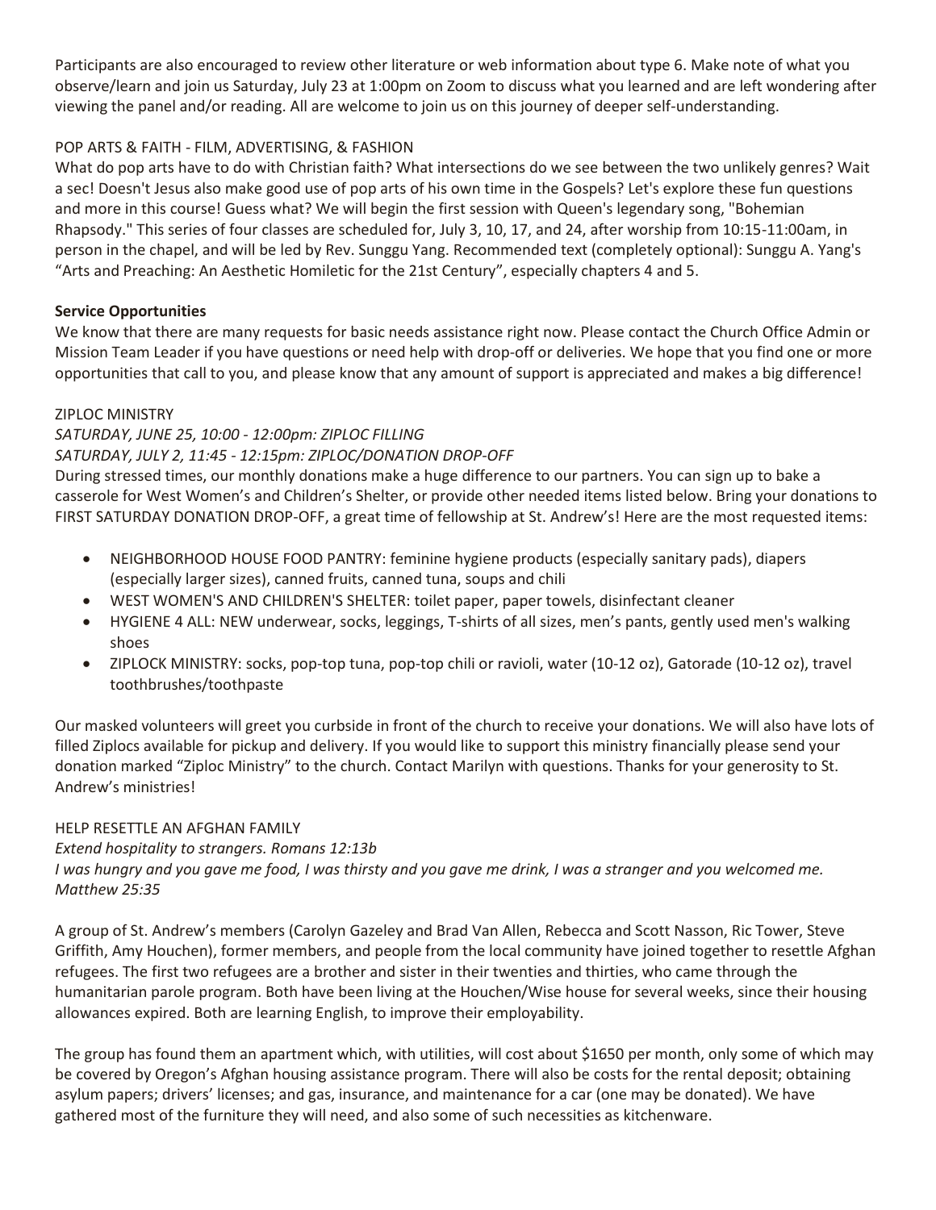Participants are also encouraged to review other literature or web information about type 6. Make note of what you observe/learn and join us Saturday, July 23 at 1:00pm on Zoom to discuss what you learned and are left wondering after viewing the panel and/or reading. All are welcome to join us on this journey of deeper self-understanding.

POP ARTS & FAITH - FILM, ADVERTISING, & FASHION

What do pop arts have to do with Christian faith? What intersections do we see between the two unlikely genres? Wait a sec! Doesn't Jesus also make good use of pop arts of his own time in the Gospels? Let's explore these fun questions and more in this course! Guess what? We will begin the first session with Queen's legendary song, "Bohemian Rhapsody." This series of four classes are scheduled for, July 3, 10, 17, and 24, after worship from 10:15-11:00am, in person in the chapel, and will be led by Rev. Sunggu Yang. Recommended text (completely optional): Sunggu A. Yang's "Arts and Preaching: An Aesthetic Homiletic for the 21st Century", especially chapters 4 and 5.

**Service Opportunities**

We know that there are many requests for basic needs assistance right now. Please contact the Church Office Admin or Mission Team Leader if you have questions or need help with drop-off or deliveries. We hope that you find one or more opportunities that call to you, and please know that any amount of support is appreciated and makes a big difference!

ZIPLOC MINISTRY

*SATURDAY, JUNE 25, 10:00 - 12:00pm: ZIPLOC FILLING*

*SATURDAY, JULY 2, 11:45 - 12:15pm: ZIPLOC/DONATION DROP-OFF*

During stressed times, our monthly donations make a huge difference to our partners. You can sign up to bake a casserole for West Women's and Children's Shelter, or provide other needed items listed below. Bring your donations to FIRST SATURDAY DONATION DROP-OFF, a great time of fellowship at St. Andrew's! Here are the most requested items:

- NEIGHBORHOOD HOUSE FOOD PANTRY: feminine hygiene products (especially sanitary pads), diapers (especially larger sizes), canned fruits, canned tuna, soups and chili
- WEST WOMEN'S AND CHILDREN'S SHELTER: toilet paper, paper towels, disinfectant cleaner
- HYGIENE 4 ALL: NEW underwear, socks, leggings, T-shirts of all sizes, men's pants, gently used men's walking shoes
- ZIPLOCK MINISTRY: socks, pop-top tuna, pop-top chili or ravioli, water (10-12 oz), Gatorade (10-12 oz), travel toothbrushes/toothpaste

Our masked volunteers will greet you curbside in front of the church to receive your donations. We will also have lots of filled Ziplocs available for pickup and delivery. If you would like to support this ministry financially please send your donation marked "Ziploc Ministry" to the church. Contact Marilyn with questions. Thanks for your generosity to St. Andrew's ministries!

HELP RESETTLE AN AFGHAN FAMILY

*Extend hospitality to strangers. Romans 12:13b*

*I was hungry and you gave me food, I was thirsty and you gave me drink, I was a stranger and you welcomed me. Matthew 25:35*

A group of St. Andrew's members (Carolyn Gazeley and Brad Van Allen, Rebecca and Scott Nasson, Ric Tower, Steve Griffith, Amy Houchen), former members, and people from the local community have joined together to resettle Afghan refugees. The first two refugees are a brother and sister in their twenties and thirties, who came through the humanitarian parole program. Both have been living at the Houchen/Wise house for several weeks, since their housing allowances expired. Both are learning English, to improve their employability.

The group has found them an apartment which, with utilities, will cost about $1650 per month, only some of which may be covered by Oregon's Afghan housing assistance program. There will also be costs for the rental deposit; obtaining asylum papers; drivers' licenses; and gas, insurance, and maintenance for a car (one may be donated). We have gathered most of the furniture they will need, and also some of such necessities as kitchenware.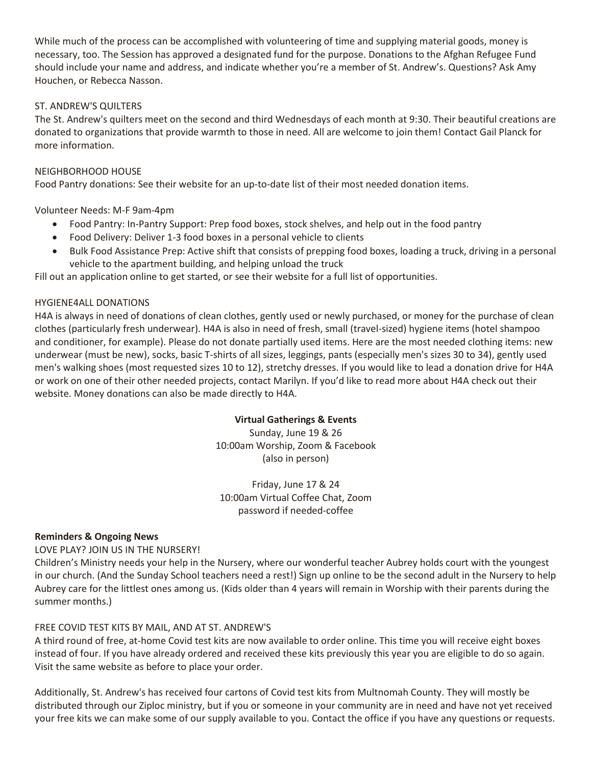While much of the process can be accomplished with volunteering of time and supplying material goods, money is necessary, too. The Session has approved a designated fund for the purpose. Donations to the Afghan Refugee Fund should include your name and address, and indicate whether you're a member of St. Andrew's. Questions? Ask Amy Houchen, or Rebecca Nasson.

ST. ANDREW'S QUILTERS

The St. Andrew's quilters meet on the second and third Wednesdays of each month at 9:30. Their beautiful creations are donated to organizations that provide warmth to those in need. All are welcome to join them! Contact Gail Planck for more information.

NEIGHBORHOOD HOUSE

Food Pantry donations: See their website for an up-to-date list of their most needed donation items.

Volunteer Needs: M-F 9am-4pm

- Food Pantry: In-Pantry Support: Prep food boxes, stock shelves, and help out in the food pantry
- Food Delivery: Deliver 1-3 food boxes in a personal vehicle to clients
- Bulk Food Assistance Prep: Active shift that consists of prepping food boxes, loading a truck, driving in a personal vehicle to the apartment building, and helping unload the truck

Fill out an application online to get started, or see their website for a full list of opportunities.

HYGIENE4ALL DONATIONS

H4A is always in need of donations of clean clothes, gently used or newly purchased, or money for the purchase of clean clothes (particularly fresh underwear). H4A is also in need of fresh, small (travel-sized) hygiene items (hotel shampoo and conditioner, for example). Please do not donate partially used items. Here are the most needed clothing items: new underwear (must be new), socks, basic T-shirts of all sizes, leggings, pants (especially men's sizes 30 to 34), gently used men's walking shoes (most requested sizes 10 to 12), stretchy dresses. If you would like to lead a donation drive for H4A or work on one of their other needed projects, contact Marilyn. If you'd like to read more about H4A check out their website. Money donations can also be made directly to H4A.

**Virtual Gatherings & Events**

Sunday, June 19 & 26
10:00am Worship, Zoom & Facebook
(also in person)

Friday, June 17 & 24
10:00am Virtual Coffee Chat, Zoom
password if needed-coffee

**Reminders & Ongoing News**

LOVE PLAY? JOIN US IN THE NURSERY!

Children's Ministry needs your help in the Nursery, where our wonderful teacher Aubrey holds court with the youngest in our church. (And the Sunday School teachers need a rest!) Sign up online to be the second adult in the Nursery to help Aubrey care for the littlest ones among us. (Kids older than 4 years will remain in Worship with their parents during the summer months.)

FREE COVID TEST KITS BY MAIL, AND AT ST. ANDREW'S

A third round of free, at-home Covid test kits are now available to order online. This time you will receive eight boxes instead of four. If you have already ordered and received these kits previously this year you are eligible to do so again. Visit the same website as before to place your order.

Additionally, St. Andrew's has received four cartons of Covid test kits from Multnomah County. They will mostly be distributed through our Ziploc ministry, but if you or someone in your community are in need and have not yet received your free kits we can make some of our supply available to you. Contact the office if you have any questions or requests.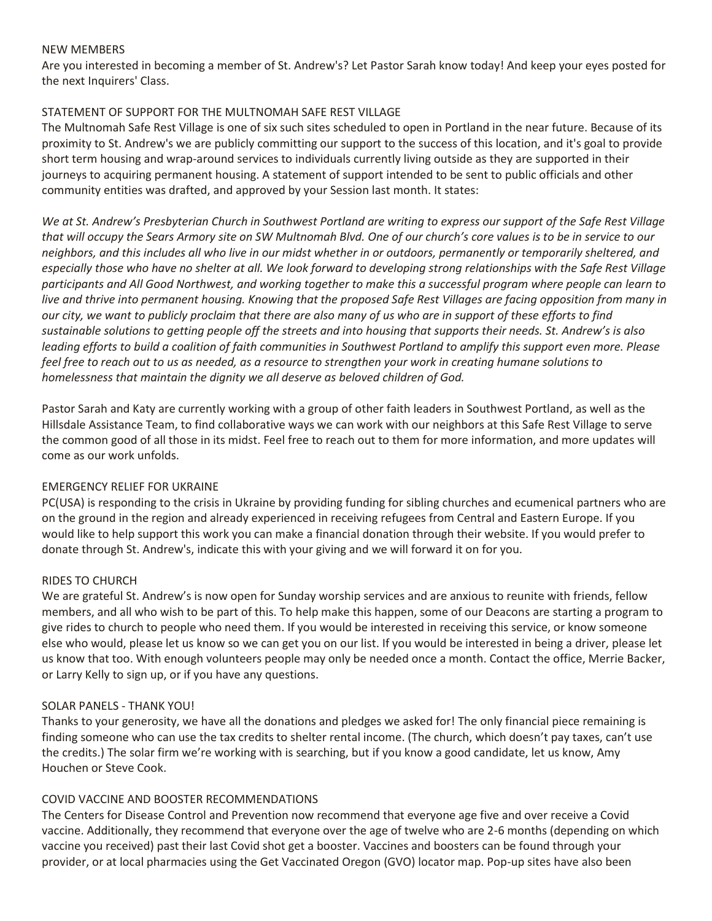## NEW MEMBERS

Are you interested in becoming a member of St. Andrew's? Let Pastor Sarah know today! And keep your eyes posted for the next Inquirers' Class.

## STATEMENT OF SUPPORT FOR THE MULTNOMAH SAFE REST VILLAGE

The Multnomah Safe Rest Village is one of six such sites scheduled to open in Portland in the near future. Because of its proximity to St. Andrew's we are publicly committing our support to the success of this location, and it's goal to provide short term housing and wrap-around services to individuals currently living outside as they are supported in their journeys to acquiring permanent housing. A statement of support intended to be sent to public officials and other community entities was drafted, and approved by your Session last month. It states:

*We at St. Andrew's Presbyterian Church in Southwest Portland are writing to express our support of the Safe Rest Village that will occupy the Sears Armory site on SW Multnomah Blvd. One of our church's core values is to be in service to our neighbors, and this includes all who live in our midst whether in or outdoors, permanently or temporarily sheltered, and especially those who have no shelter at all. We look forward to developing strong relationships with the Safe Rest Village participants and All Good Northwest, and working together to make this a successful program where people can learn to live and thrive into permanent housing. Knowing that the proposed Safe Rest Villages are facing opposition from many in our city, we want to publicly proclaim that there are also many of us who are in support of these efforts to find sustainable solutions to getting people off the streets and into housing that supports their needs. St. Andrew's is also leading efforts to build a coalition of faith communities in Southwest Portland to amplify this support even more. Please feel free to reach out to us as needed, as a resource to strengthen your work in creating humane solutions to homelessness that maintain the dignity we all deserve as beloved children of God.*

Pastor Sarah and Katy are currently working with a group of other faith leaders in Southwest Portland, as well as the Hillsdale Assistance Team, to find collaborative ways we can work with our neighbors at this Safe Rest Village to serve the common good of all those in its midst. Feel free to reach out to them for more information, and more updates will come as our work unfolds.

## EMERGENCY RELIEF FOR UKRAINE

PC(USA) is responding to the crisis in Ukraine by providing funding for sibling churches and ecumenical partners who are on the ground in the region and already experienced in receiving refugees from Central and Eastern Europe. If you would like to help support this work you can make a financial donation through their website. If you would prefer to donate through St. Andrew's, indicate this with your giving and we will forward it on for you.

## RIDES TO CHURCH

We are grateful St. Andrew's is now open for Sunday worship services and are anxious to reunite with friends, fellow members, and all who wish to be part of this. To help make this happen, some of our Deacons are starting a program to give rides to church to people who need them. If you would be interested in receiving this service, or know someone else who would, please let us know so we can get you on our list. If you would be interested in being a driver, please let us know that too. With enough volunteers people may only be needed once a month. Contact the office, Merrie Backer, or Larry Kelly to sign up, or if you have any questions.

## SOLAR PANELS - THANK YOU!

Thanks to your generosity, we have all the donations and pledges we asked for! The only financial piece remaining is finding someone who can use the tax credits to shelter rental income. (The church, which doesn't pay taxes, can't use the credits.) The solar firm we're working with is searching, but if you know a good candidate, let us know, Amy Houchen or Steve Cook.

## COVID VACCINE AND BOOSTER RECOMMENDATIONS

The Centers for Disease Control and Prevention now recommend that everyone age five and over receive a Covid vaccine. Additionally, they recommend that everyone over the age of twelve who are 2-6 months (depending on which vaccine you received) past their last Covid shot get a booster. Vaccines and boosters can be found through your provider, or at local pharmacies using the Get Vaccinated Oregon (GVO) locator map. Pop-up sites have also been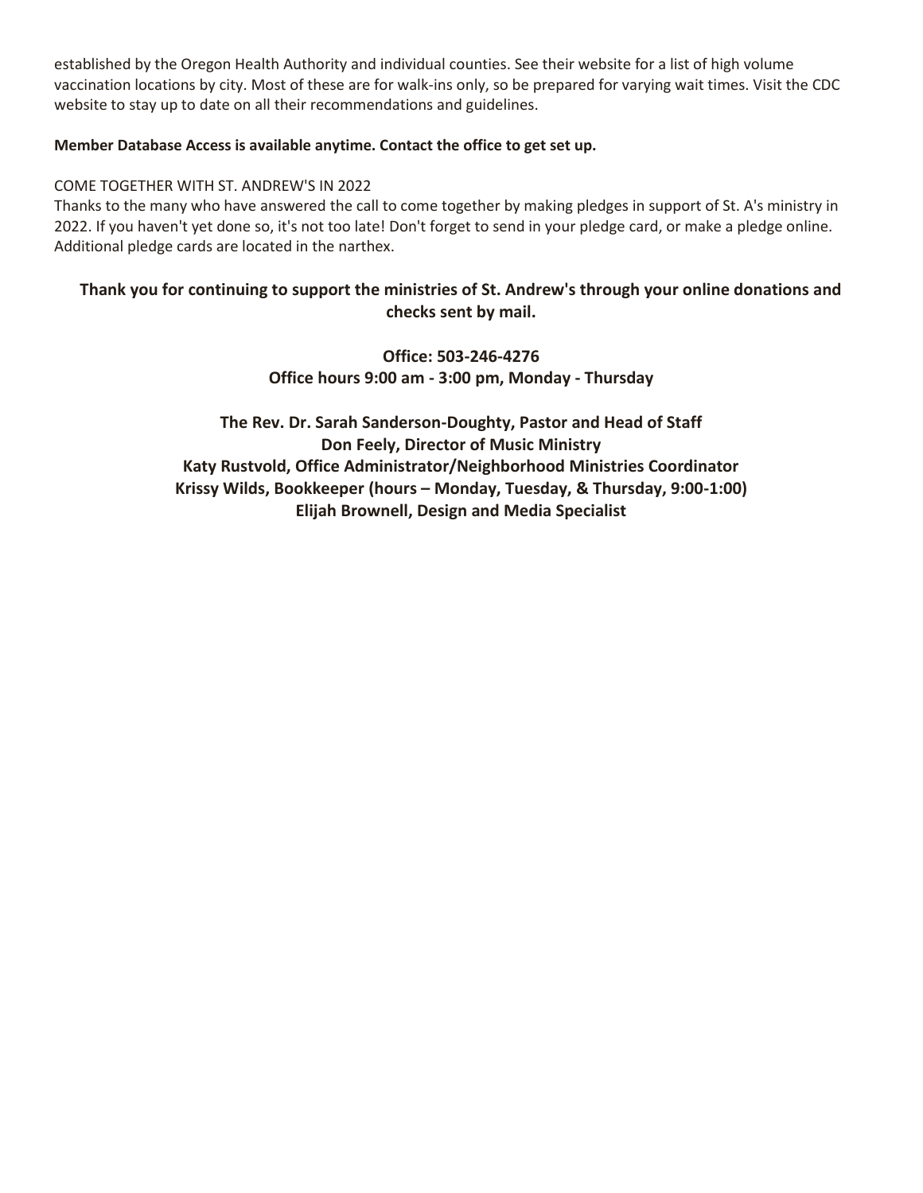established by the Oregon Health Authority and individual counties. See their website for a list of high volume vaccination locations by city. Most of these are for walk-ins only, so be prepared for varying wait times. Visit the CDC website to stay up to date on all their recommendations and guidelines.

**Member Database Access is available anytime. Contact the office to get set up.**

COME TOGETHER WITH ST. ANDREW'S IN 2022

Thanks to the many who have answered the call to come together by making pledges in support of St. A's ministry in 2022. If you haven't yet done so, it's not too late! Don't forget to send in your pledge card, or make a pledge online. Additional pledge cards are located in the narthex.

**Thank you for continuing to support the ministries of St. Andrew's through your online donations and checks sent by mail.**

**Office: 503-246-4276**
**Office hours 9:00 am - 3:00 pm, Monday - Thursday**

**The Rev. Dr. Sarah Sanderson-Doughty, Pastor and Head of Staff**
**Don Feely, Director of Music Ministry**
**Katy Rustvold, Office Administrator/Neighborhood Ministries Coordinator**
**Krissy Wilds, Bookkeeper (hours – Monday, Tuesday, & Thursday, 9:00-1:00)**
**Elijah Brownell, Design and Media Specialist**